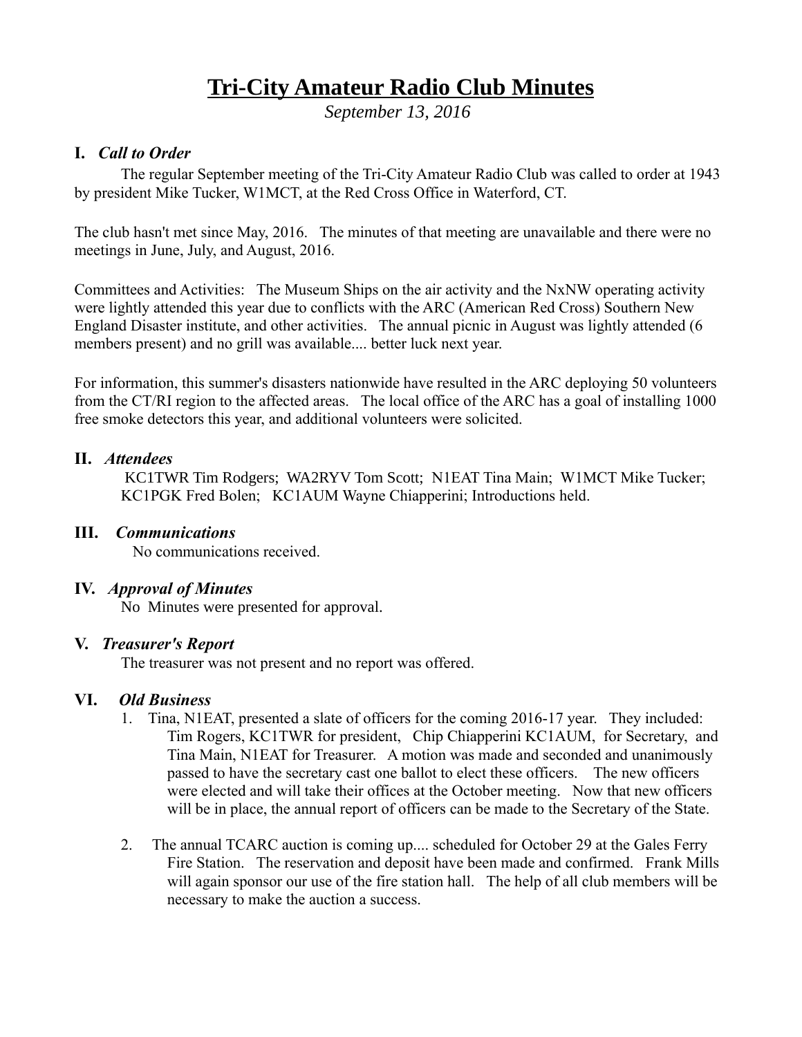# Tri-City Amateur Radio Club Minutes

*September 13, 2016*

## I. *Call to Order*

The regular September meeting of the Tri-City Amateur Radio Club was called to order at 1943 by president Mike Tucker, W1MCT, at the Red Cross Office in Waterford, CT.

The club hasn't met since May, 2016. The minutes of that meeting are unavailable and there were no meetings in June, July, and August, 2016.

Committees and Activities: The Museum Ships on the air activity and the NxNW operating activity were lightly attended this year due to conflicts with the ARC (American Red Cross) Southern New England Disaster institute, and other activities. The annual picnic in August was lightly attended (6 members present) and no grill was available.... better luck next year.

For information, this summer's disasters nationwide have resulted in the ARC deploying 50 volunteers from the CT/RI region to the affected areas. The local office of the ARC has a goal of installing 1000 free smoke detectors this year, and additional volunteers were solicited.

## II. *Attendees*

KC1TWR Tim Rodgers; WA2RYV Tom Scott; N1EAT Tina Main; W1MCT Mike Tucker; KC1PGK Fred Bolen; KC1AUM Wayne Chiapperini; Introductions held.

## III. *Communications*

No communications received.

## IV. *Approval of Minutes*

No Minutes were presented for approval.

## V. *Treasurer's Report*

The treasurer was not present and no report was offered.

## VI. *Old Business*

1. Tina, N1EAT, presented a slate of officers for the coming 2016-17 year. They included: Tim Rogers, KC1TWR for president, Chip Chiapperini KC1AUM, for Secretary, and Tina Main, N1EAT for Treasurer. A motion was made and seconded and unanimously passed to have the secretary cast one ballot to elect these officers. The new officers were elected and will take their offices at the October meeting. Now that new officers will be in place, the annual report of officers can be made to the Secretary of the State.

2. The annual TCARC auction is coming up.... scheduled for October 29 at the Gales Ferry Fire Station. The reservation and deposit have been made and confirmed. Frank Mills will again sponsor our use of the fire station hall. The help of all club members will be necessary to make the auction a success.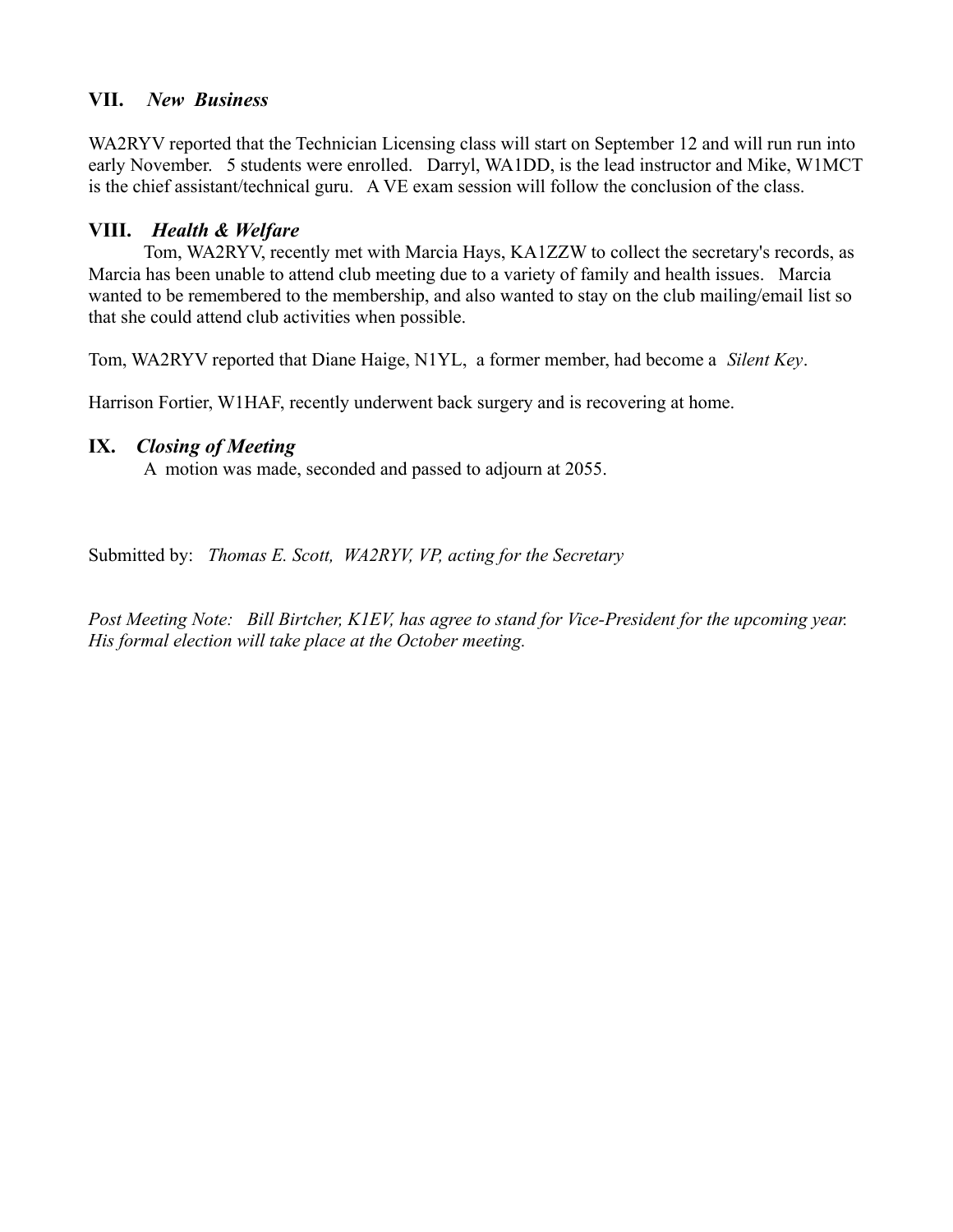## VII. *New Business*

WA2RYV reported that the Technician Licensing class will start on September 12 and will run run into early November. 5 students were enrolled. Darryl, WA1DD, is the lead instructor and Mike, W1MCT is the chief assistant/technical guru. A VE exam session will follow the conclusion of the class.

## VIII. *Health & Welfare*

Tom, WA2RYV, recently met with Marcia Hays, KA1ZZW to collect the secretary's records, as Marcia has been unable to attend club meeting due to a variety of family and health issues. Marcia wanted to be remembered to the membership, and also wanted to stay on the club mailing/email list so that she could attend club activities when possible.

Tom, WA2RYV reported that Diane Haige, N1YL, a former member, had become a *Silent Key*.

Harrison Fortier, W1HAF, recently underwent back surgery and is recovering at home.

## IX. *Closing of Meeting*

A motion was made, seconded and passed to adjourn at 2055.

Submitted by: *Thomas E. Scott, WA2RYV, VP, acting for the Secretary*

*Post Meeting Note: Bill Birtcher, K1EV, has agree to stand for Vice-President for the upcoming year. His formal election will take place at the October meeting.*